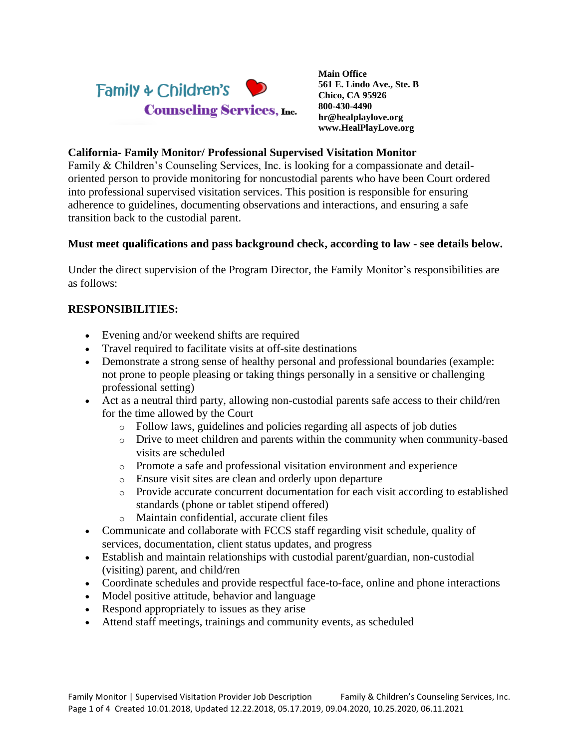Family & Children's Counseling Services, Inc.

**Main Office**
**561 E. Lindo Ave., Ste. B**
**Chico, CA 95926**
**800-430-4490**
**hr@healplaylove.org**
**www.HealPlayLove.org**

## California- Family Monitor/ Professional Supervised Visitation Monitor

Family & Children's Counseling Services, Inc. is looking for a compassionate and detail-oriented person to provide monitoring for noncustodial parents who have been Court ordered into professional supervised visitation services. This position is responsible for ensuring adherence to guidelines, documenting observations and interactions, and ensuring a safe transition back to the custodial parent.

**Must meet qualifications and pass background check, according to law - see details below.**

Under the direct supervision of the Program Director, the Family Monitor's responsibilities are as follows:

### RESPONSIBILITIES:

- Evening and/or weekend shifts are required
- Travel required to facilitate visits at off-site destinations
- Demonstrate a strong sense of healthy personal and professional boundaries (example: not prone to people pleasing or taking things personally in a sensitive or challenging professional setting)
- Act as a neutral third party, allowing non-custodial parents safe access to their child/ren for the time allowed by the Court
  - Follow laws, guidelines and policies regarding all aspects of job duties
  - Drive to meet children and parents within the community when community-based visits are scheduled
  - Promote a safe and professional visitation environment and experience
  - Ensure visit sites are clean and orderly upon departure
  - Provide accurate concurrent documentation for each visit according to established standards (phone or tablet stipend offered)
  - Maintain confidential, accurate client files
- Communicate and collaborate with FCCS staff regarding visit schedule, quality of services, documentation, client status updates, and progress
- Establish and maintain relationships with custodial parent/guardian, non-custodial (visiting) parent, and child/ren
- Coordinate schedules and provide respectful face-to-face, online and phone interactions
- Model positive attitude, behavior and language
- Respond appropriately to issues as they arise
- Attend staff meetings, trainings and community events, as scheduled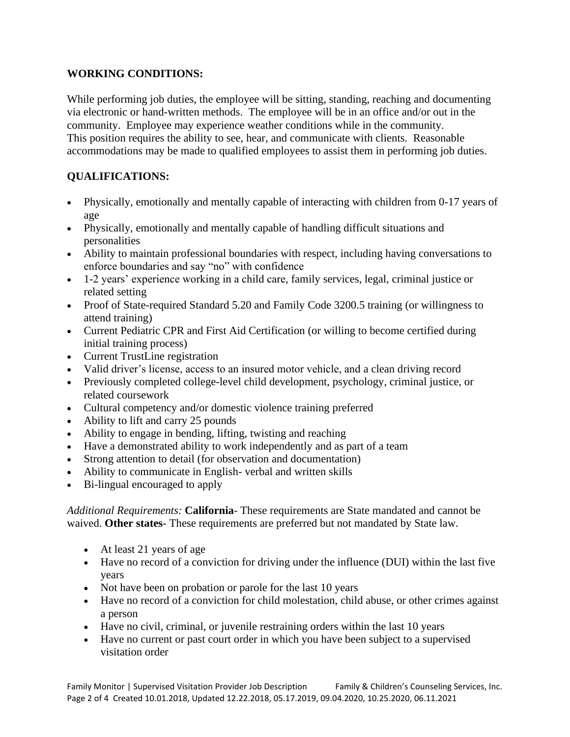## WORKING CONDITIONS:

While performing job duties, the employee will be sitting, standing, reaching and documenting via electronic or hand-written methods. The employee will be in an office and/or out in the community. Employee may experience weather conditions while in the community. This position requires the ability to see, hear, and communicate with clients. Reasonable accommodations may be made to qualified employees to assist them in performing job duties.

## QUALIFICATIONS:

- Physically, emotionally and mentally capable of interacting with children from 0-17 years of age
- Physically, emotionally and mentally capable of handling difficult situations and personalities
- Ability to maintain professional boundaries with respect, including having conversations to enforce boundaries and say "no" with confidence
- 1-2 years' experience working in a child care, family services, legal, criminal justice or related setting
- Proof of State-required Standard 5.20 and Family Code 3200.5 training (or willingness to attend training)
- Current Pediatric CPR and First Aid Certification (or willing to become certified during initial training process)
- Current TrustLine registration
- Valid driver's license, access to an insured motor vehicle, and a clean driving record
- Previously completed college-level child development, psychology, criminal justice, or related coursework
- Cultural competency and/or domestic violence training preferred
- Ability to lift and carry 25 pounds
- Ability to engage in bending, lifting, twisting and reaching
- Have a demonstrated ability to work independently and as part of a team
- Strong attention to detail (for observation and documentation)
- Ability to communicate in English- verbal and written skills
- Bi-lingual encouraged to apply

*Additional Requirements:* **California**- These requirements are State mandated and cannot be waived. **Other states**- These requirements are preferred but not mandated by State law.

- At least 21 years of age
- Have no record of a conviction for driving under the influence (DUI) within the last five years
- Not have been on probation or parole for the last 10 years
- Have no record of a conviction for child molestation, child abuse, or other crimes against a person
- Have no civil, criminal, or juvenile restraining orders within the last 10 years
- Have no current or past court order in which you have been subject to a supervised visitation order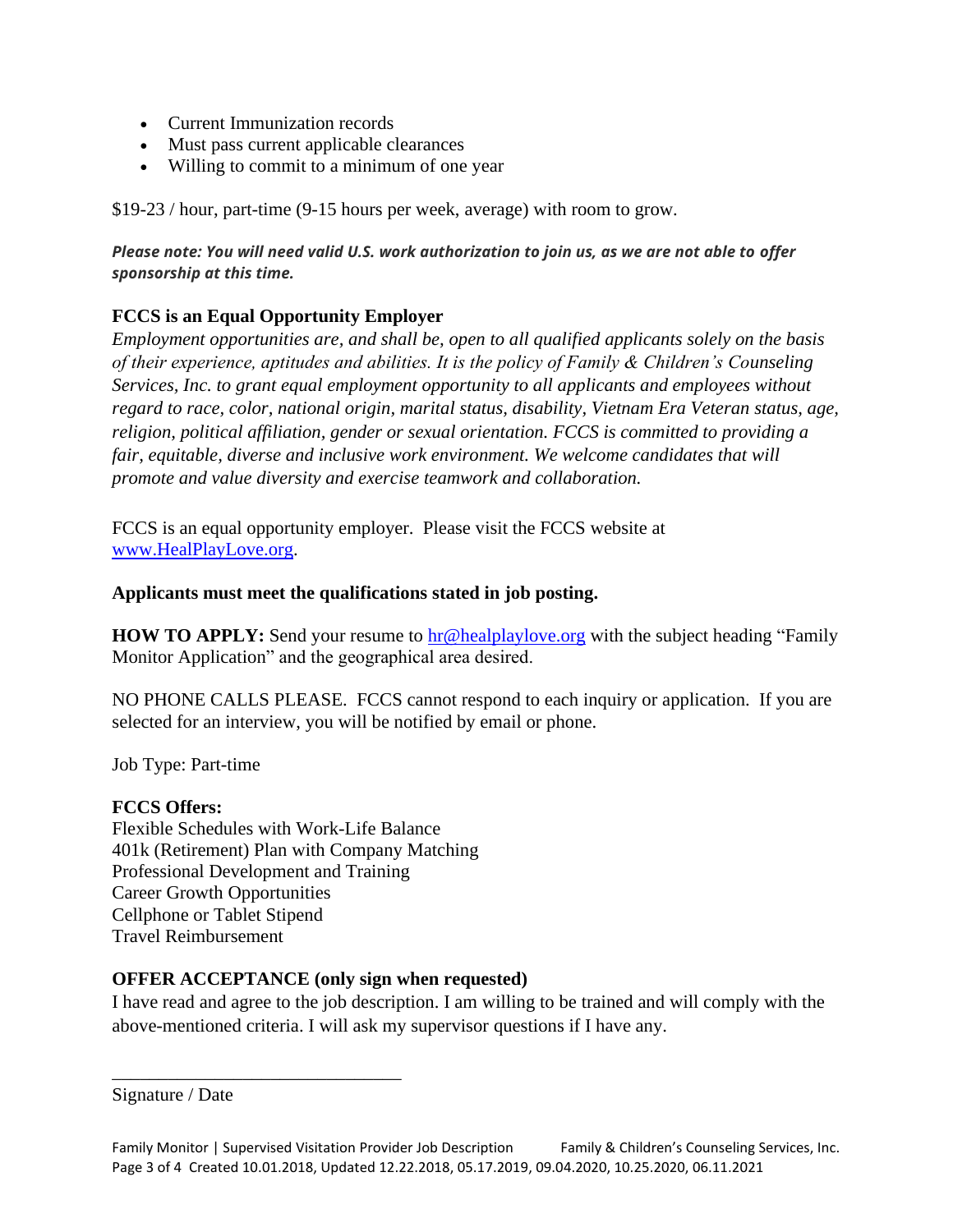- Current Immunization records
- Must pass current applicable clearances
- Willing to commit to a minimum of one year

$19-23 / hour, part-time (9-15 hours per week, average) with room to grow.

***Please note: You will need valid U.S. work authorization to join us, as we are not able to offer sponsorship at this time.***

**FCCS is an Equal Opportunity Employer**

*Employment opportunities are, and shall be, open to all qualified applicants solely on the basis of their experience, aptitudes and abilities. It is the policy of Family & Children's Counseling Services, Inc. to grant equal employment opportunity to all applicants and employees without regard to race, color, national origin, marital status, disability, Vietnam Era Veteran status, age, religion, political affiliation, gender or sexual orientation. FCCS is committed to providing a fair, equitable, diverse and inclusive work environment. We welcome candidates that will promote and value diversity and exercise teamwork and collaboration.*

FCCS is an equal opportunity employer. Please visit the FCCS website at [www.HealPlayLove.org](http://www.HealPlayLove.org).

**Applicants must meet the qualifications stated in job posting.**

**HOW TO APPLY:** Send your resume to [hr@healplaylove.org](mailto:hr@healplaylove.org) with the subject heading "Family Monitor Application" and the geographical area desired.

NO PHONE CALLS PLEASE. FCCS cannot respond to each inquiry or application. If you are selected for an interview, you will be notified by email or phone.

Job Type: Part-time

**FCCS Offers:**

Flexible Schedules with Work-Life Balance
401k (Retirement) Plan with Company Matching
Professional Development and Training
Career Growth Opportunities
Cellphone or Tablet Stipend
Travel Reimbursement

**OFFER ACCEPTANCE (only sign when requested)**

I have read and agree to the job description. I am willing to be trained and will comply with the above-mentioned criteria. I will ask my supervisor questions if I have any.

________________________________

Signature / Date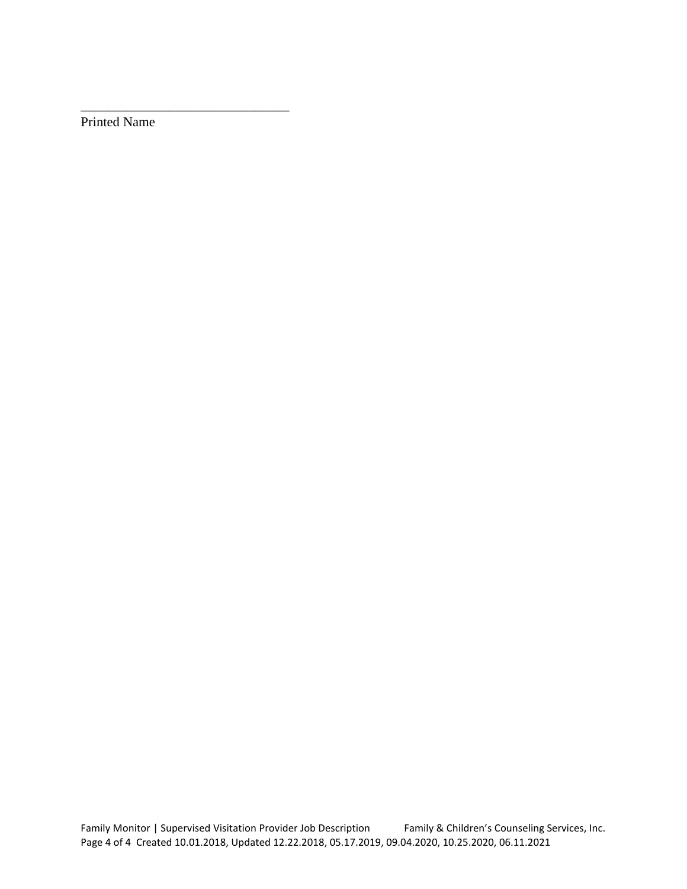\_\_\_\_\_\_\_\_\_\_\_\_\_\_\_\_\_\_\_\_\_\_\_\_\_\_\_\_\_\_\_\_

Printed Name